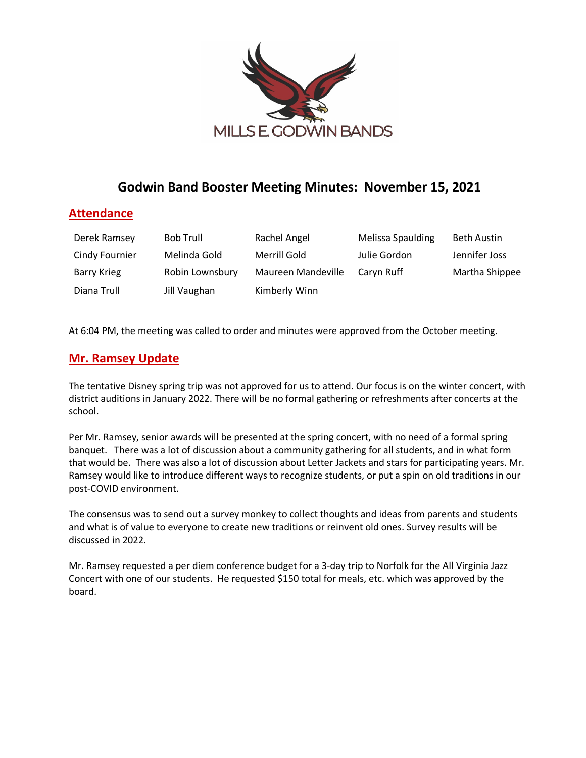MILLS E. GODWIN BANDS

# Godwin Band Booster Meeting Minutes: November 15, 2021

## Attendance

| | | | | |
|---|---|---|---|---|
| Derek Ramsey | Bob Trull | Rachel Angel | Melissa Spaulding | Beth Austin |
| Cindy Fournier | Melinda Gold | Merrill Gold | Julie Gordon | Jennifer Joss |
| Barry Krieg | Robin Lownsbury | Maureen Mandeville | Caryn Ruff | Martha Shippee |
| Diana Trull | Jill Vaughan | Kimberly Winn | | |

At 6:04 PM, the meeting was called to order and minutes were approved from the October meeting.

## Mr. Ramsey Update

The tentative Disney spring trip was not approved for us to attend. Our focus is on the winter concert, with district auditions in January 2022. There will be no formal gathering or refreshments after concerts at the school.

Per Mr. Ramsey, senior awards will be presented at the spring concert, with no need of a formal spring banquet. There was a lot of discussion about a community gathering for all students, and in what form that would be. There was also a lot of discussion about Letter Jackets and stars for participating years. Mr. Ramsey would like to introduce different ways to recognize students, or put a spin on old traditions in our post-COVID environment.

The consensus was to send out a survey monkey to collect thoughts and ideas from parents and students and what is of value to everyone to create new traditions or reinvent old ones. Survey results will be discussed in 2022.

Mr. Ramsey requested a per diem conference budget for a 3-day trip to Norfolk for the All Virginia Jazz Concert with one of our students. He requested $150 total for meals, etc. which was approved by the board.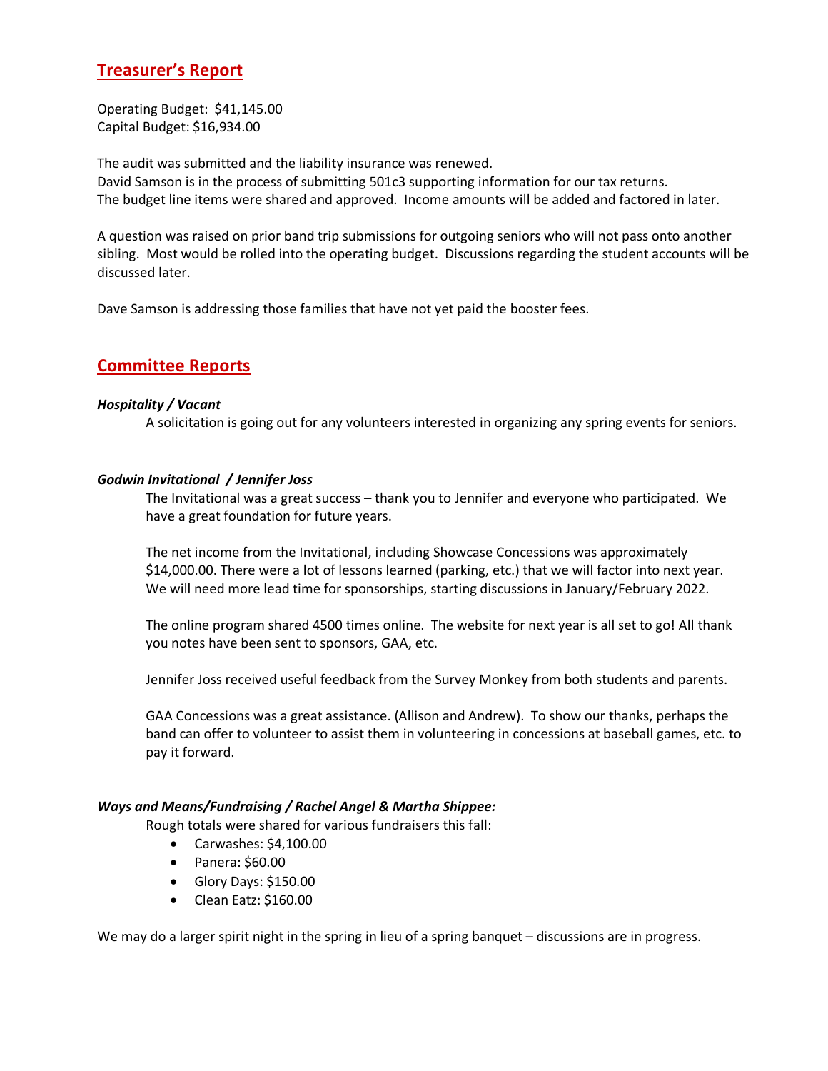## Treasurer's Report

Operating Budget: $41,145.00
Capital Budget: $16,934.00

The audit was submitted and the liability insurance was renewed.
David Samson is in the process of submitting 501c3 supporting information for our tax returns.
The budget line items were shared and approved. Income amounts will be added and factored in later.

A question was raised on prior band trip submissions for outgoing seniors who will not pass onto another sibling. Most would be rolled into the operating budget. Discussions regarding the student accounts will be discussed later.

Dave Samson is addressing those families that have not yet paid the booster fees.

## Committee Reports

***Hospitality / Vacant***

A solicitation is going out for any volunteers interested in organizing any spring events for seniors.

***Godwin Invitational / Jennifer Joss***

The Invitational was a great success – thank you to Jennifer and everyone who participated. We have a great foundation for future years.

The net income from the Invitational, including Showcase Concessions was approximately $14,000.00. There were a lot of lessons learned (parking, etc.) that we will factor into next year. We will need more lead time for sponsorships, starting discussions in January/February 2022.

The online program shared 4500 times online. The website for next year is all set to go! All thank you notes have been sent to sponsors, GAA, etc.

Jennifer Joss received useful feedback from the Survey Monkey from both students and parents.

GAA Concessions was a great assistance. (Allison and Andrew). To show our thanks, perhaps the band can offer to volunteer to assist them in volunteering in concessions at baseball games, etc. to pay it forward.

***Ways and Means/Fundraising / Rachel Angel & Martha Shippee:***

Rough totals were shared for various fundraisers this fall:

- Carwashes: $4,100.00
- Panera: $60.00
- Glory Days: $150.00
- Clean Eatz: $160.00

We may do a larger spirit night in the spring in lieu of a spring banquet – discussions are in progress.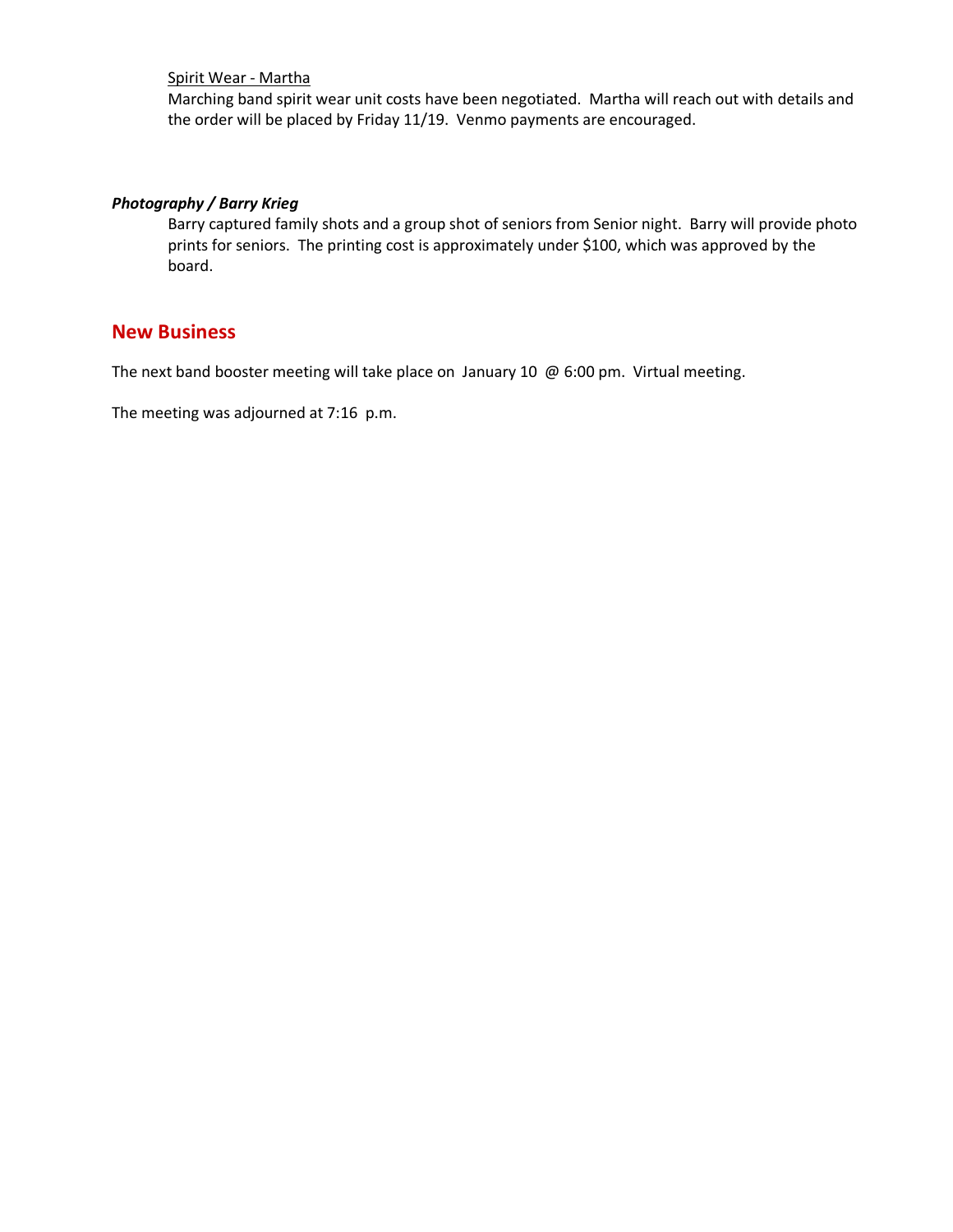Spirit Wear - Martha

Marching band spirit wear unit costs have been negotiated. Martha will reach out with details and the order will be placed by Friday 11/19. Venmo payments are encouraged.

***Photography / Barry Krieg***

Barry captured family shots and a group shot of seniors from Senior night. Barry will provide photo prints for seniors. The printing cost is approximately under $100, which was approved by the board.

## New Business

The next band booster meeting will take place on January 10 @ 6:00 pm. Virtual meeting.

The meeting was adjourned at 7:16 p.m.